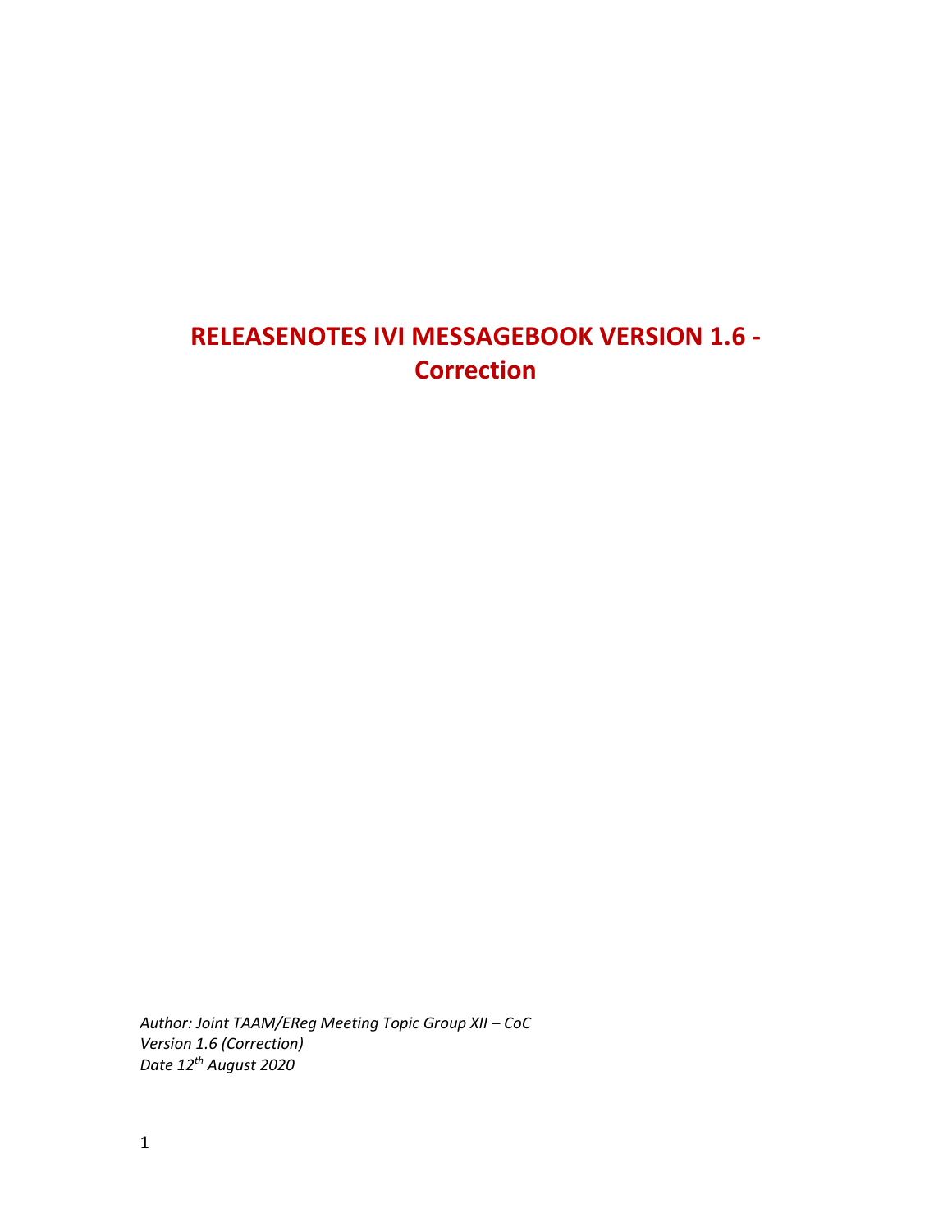# RELEASENOTES IVI MESSAGEBOOK VERSION 1.6 - Correction

*Author: Joint TAAM/EReg Meeting Topic Group XII – CoC*
*Version 1.6 (Correction)*
*Date 12th August 2020*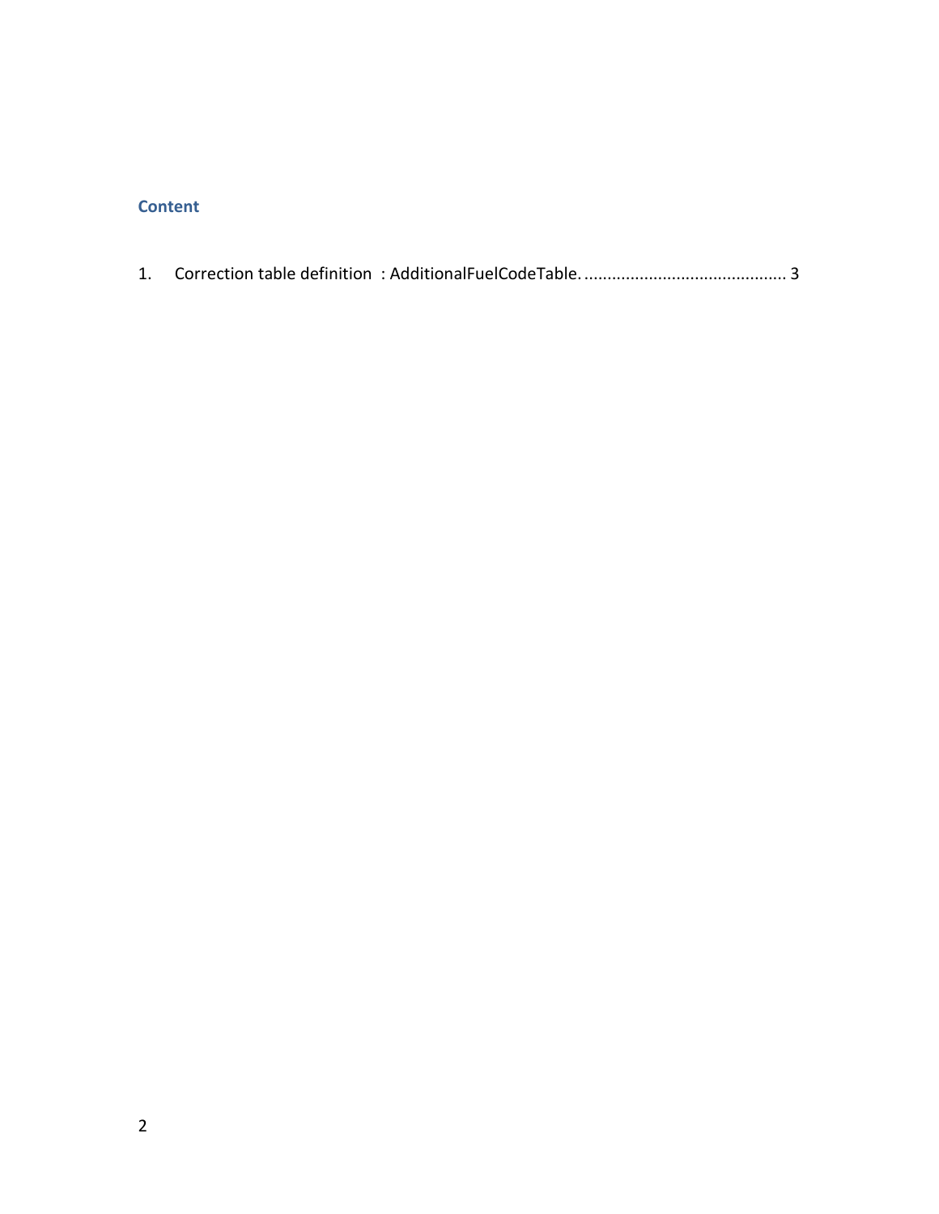## Content

1. Correction table definition : AdditionalFuelCodeTable. ........................................... 3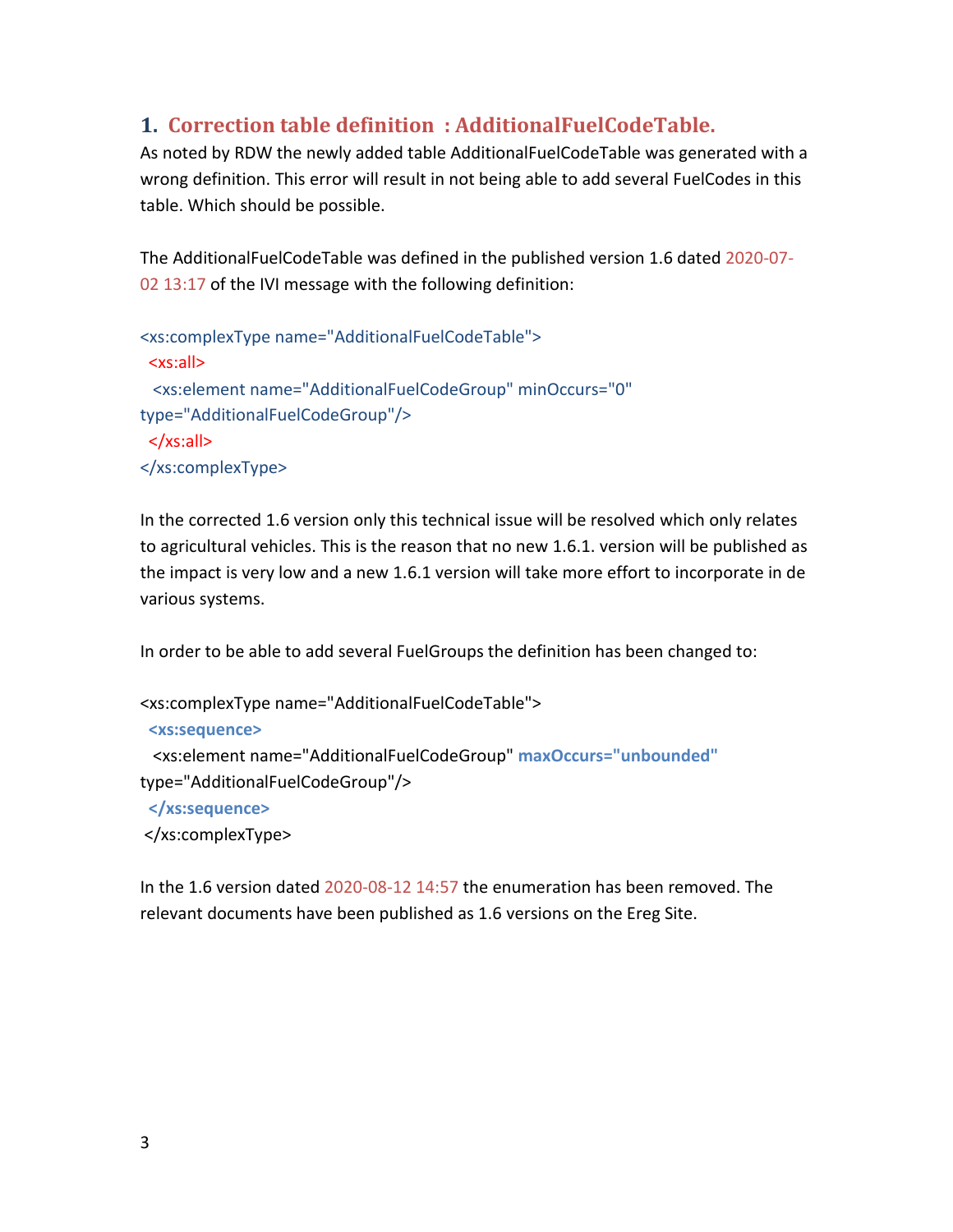## 1. Correction table definition : AdditionalFuelCodeTable.

As noted by RDW the newly added table AdditionalFuelCodeTable was generated with a wrong definition. This error will result in not being able to add several FuelCodes in this table. Which should be possible.

The AdditionalFuelCodeTable was defined in the published version 1.6 dated 2020-07-02 13:17 of the IVI message with the following definition:

```
<xs:complexType name="AdditionalFuelCodeTable">
  <xs:all>
   <xs:element name="AdditionalFuelCodeGroup" minOccurs="0"
type="AdditionalFuelCodeGroup"/>
  </xs:all>
</xs:complexType>
```

In the corrected 1.6 version only this technical issue will be resolved which only relates to agricultural vehicles. This is the reason that no new 1.6.1. version will be published as the impact is very low and a new 1.6.1 version will take more effort to incorporate in de various systems.

In order to be able to add several FuelGroups the definition has been changed to:

```
<xs:complexType name="AdditionalFuelCodeTable">
  <xs:sequence>
   <xs:element name="AdditionalFuelCodeGroup" maxOccurs="unbounded"
type="AdditionalFuelCodeGroup"/>
  </xs:sequence>
 </xs:complexType>
```

In the 1.6 version dated 2020-08-12 14:57 the enumeration has been removed. The relevant documents have been published as 1.6 versions on the Ereg Site.